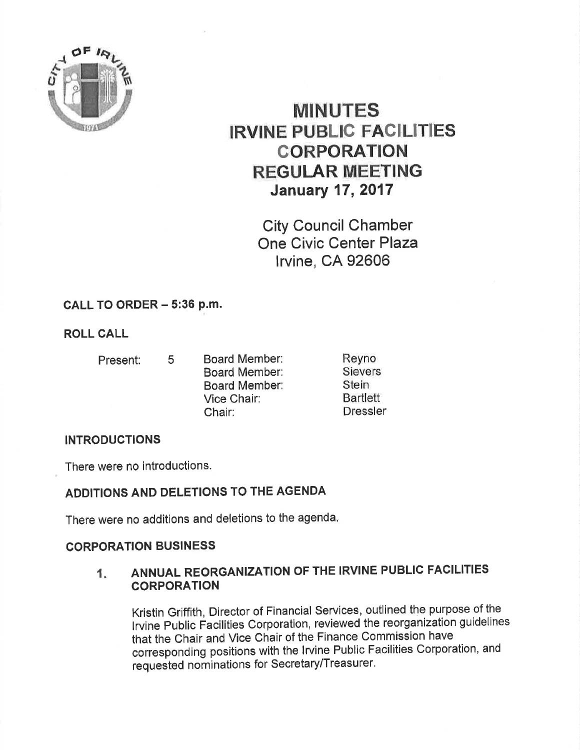# MINUTES
# IRVINE PUBLIC FACILITIES CORPORATION
# REGULAR MEETING
## January 17, 2017

City Council Chamber
One Civic Center Plaza
Irvine, CA 92606

**CALL TO ORDER – 5:36 p.m.**

**ROLL CALL**

| Present: | 5 | Board Member: | Reyno |
|---|---|---|---|
| | | Board Member: | Sievers |
| | | Board Member: | Stein |
| | | Vice Chair: | Bartlett |
| | | Chair: | Dressler |

**INTRODUCTIONS**

There were no introductions.

**ADDITIONS AND DELETIONS TO THE AGENDA**

There were no additions and deletions to the agenda.

**CORPORATION BUSINESS**

1. **ANNUAL REORGANIZATION OF THE IRVINE PUBLIC FACILITIES CORPORATION**

   Kristin Griffith, Director of Financial Services, outlined the purpose of the Irvine Public Facilities Corporation, reviewed the reorganization guidelines that the Chair and Vice Chair of the Finance Commission have corresponding positions with the Irvine Public Facilities Corporation, and requested nominations for Secretary/Treasurer.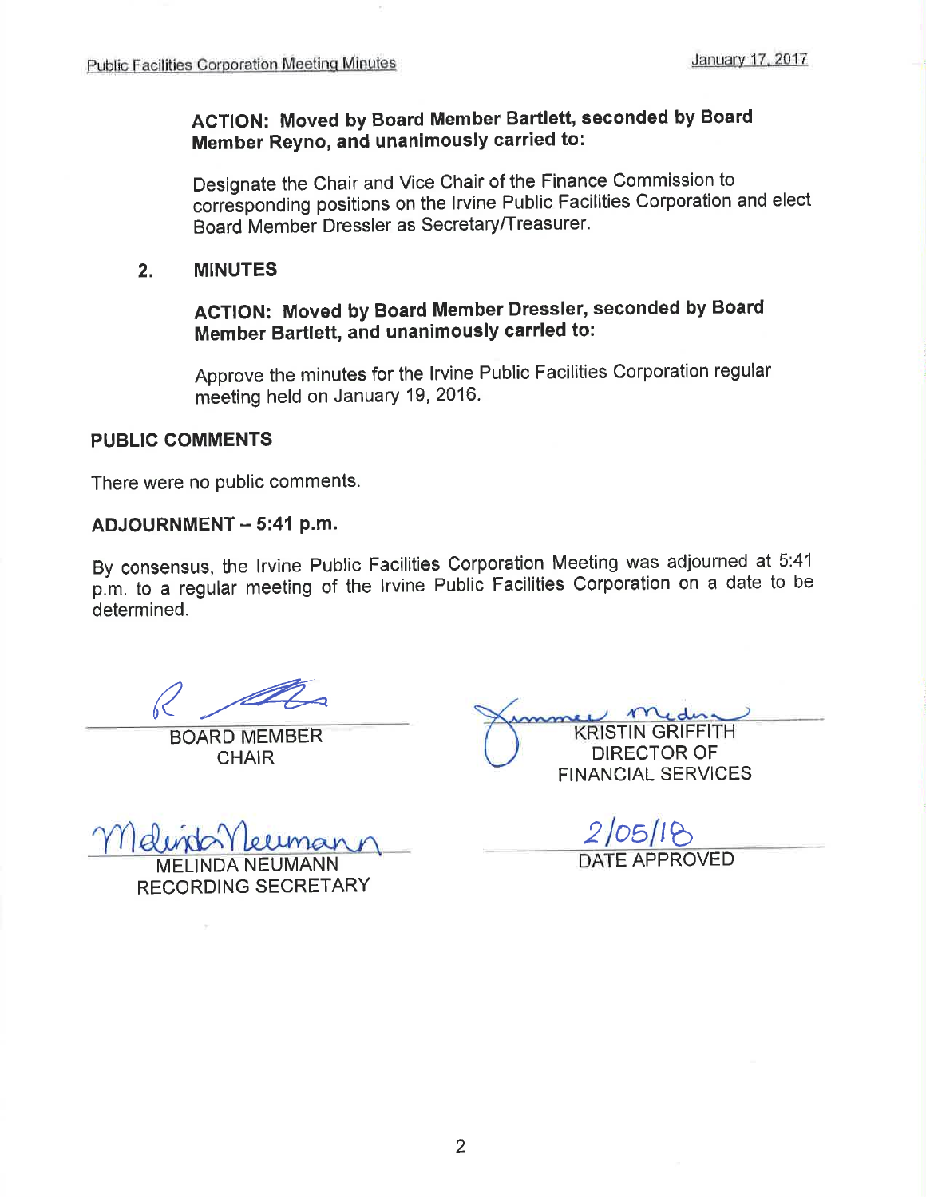**ACTION: Moved by Board Member Bartlett, seconded by Board Member Reyno, and unanimously carried to:**

Designate the Chair and Vice Chair of the Finance Commission to corresponding positions on the Irvine Public Facilities Corporation and elect Board Member Dressler as Secretary/Treasurer.

## 2. MINUTES

**ACTION: Moved by Board Member Dressler, seconded by Board Member Bartlett, and unanimously carried to:**

Approve the minutes for the Irvine Public Facilities Corporation regular meeting held on January 19, 2016.

## PUBLIC COMMENTS

There were no public comments.

## ADJOURNMENT – 5:41 p.m.

By consensus, the Irvine Public Facilities Corporation Meeting was adjourned at 5:41 p.m. to a regular meeting of the Irvine Public Facilities Corporation on a date to be determined.

BOARD MEMBER
CHAIR

KRISTIN GRIFFITH
DIRECTOR OF
FINANCIAL SERVICES

MELINDA NEUMANN
RECORDING SECRETARY

2/05/18
DATE APPROVED